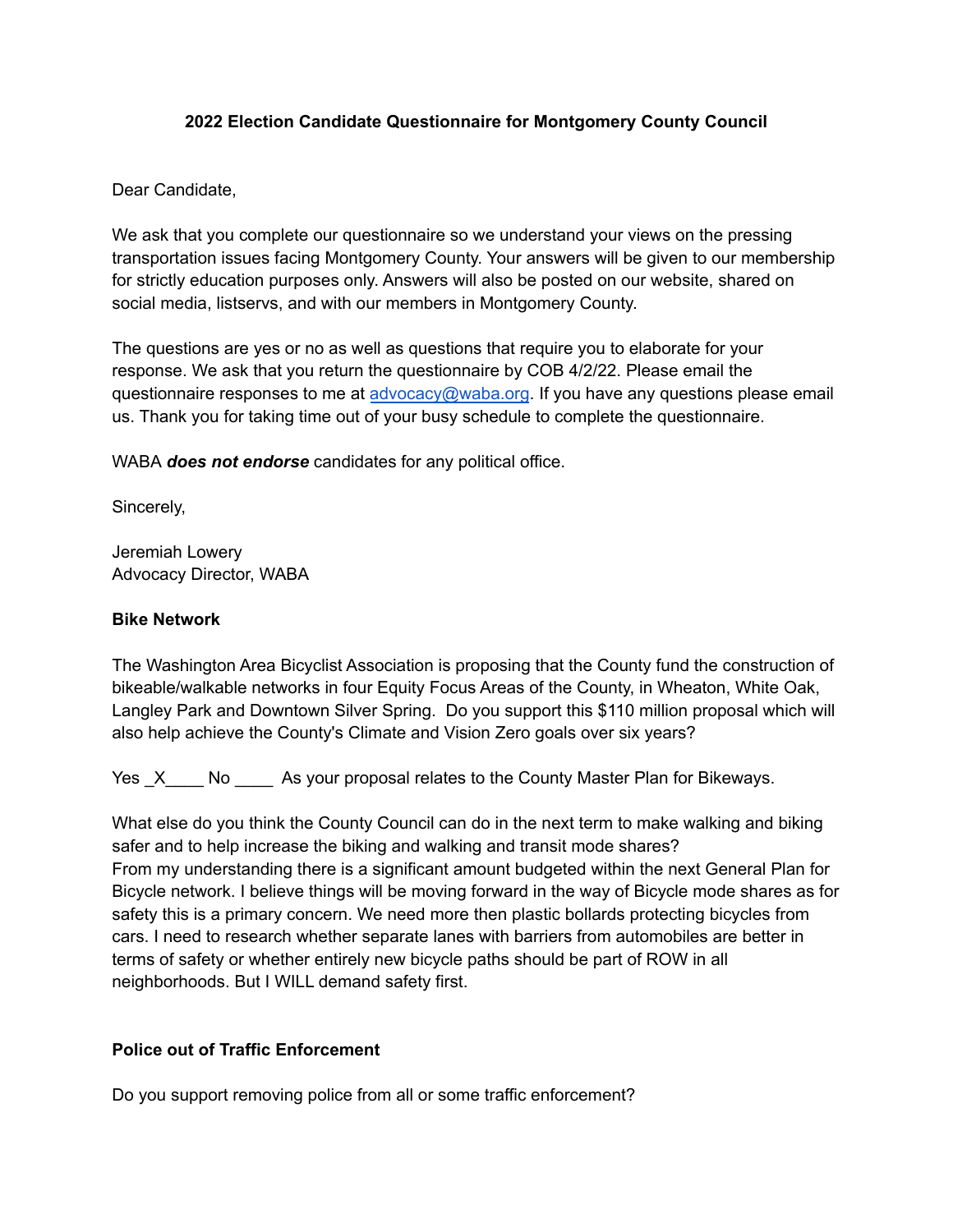**2022 Election Candidate Questionnaire for Montgomery County Council**

Dear Candidate,

We ask that you complete our questionnaire so we understand your views on the pressing transportation issues facing Montgomery County. Your answers will be given to our membership for strictly education purposes only. Answers will also be posted on our website, shared on social media, listservs, and with our members in Montgomery County.

The questions are yes or no as well as questions that require you to elaborate for your response. We ask that you return the questionnaire by COB 4/2/22. Please email the questionnaire responses to me at [advocacy@waba.org](mailto:advocacy@waba.org). If you have any questions please email us. Thank you for taking time out of your busy schedule to complete the questionnaire.

WABA ***does not endorse*** candidates for any political office.

Sincerely,

Jeremiah Lowery
Advocacy Director, WABA

**Bike Network**

The Washington Area Bicyclist Association is proposing that the County fund the construction of bikeable/walkable networks in four Equity Focus Areas of the County, in Wheaton, White Oak, Langley Park and Downtown Silver Spring. Do you support this $110 million proposal which will also help achieve the County's Climate and Vision Zero goals over six years?

Yes _X____ No ____ As your proposal relates to the County Master Plan for Bikeways.

What else do you think the County Council can do in the next term to make walking and biking safer and to help increase the biking and walking and transit mode shares?
From my understanding there is a significant amount budgeted within the next General Plan for Bicycle network. I believe things will be moving forward in the way of Bicycle mode shares as for safety this is a primary concern. We need more then plastic bollards protecting bicycles from cars. I need to research whether separate lanes with barriers from automobiles are better in terms of safety or whether entirely new bicycle paths should be part of ROW in all neighborhoods. But I WILL demand safety first.

**Police out of Traffic Enforcement**

Do you support removing police from all or some traffic enforcement?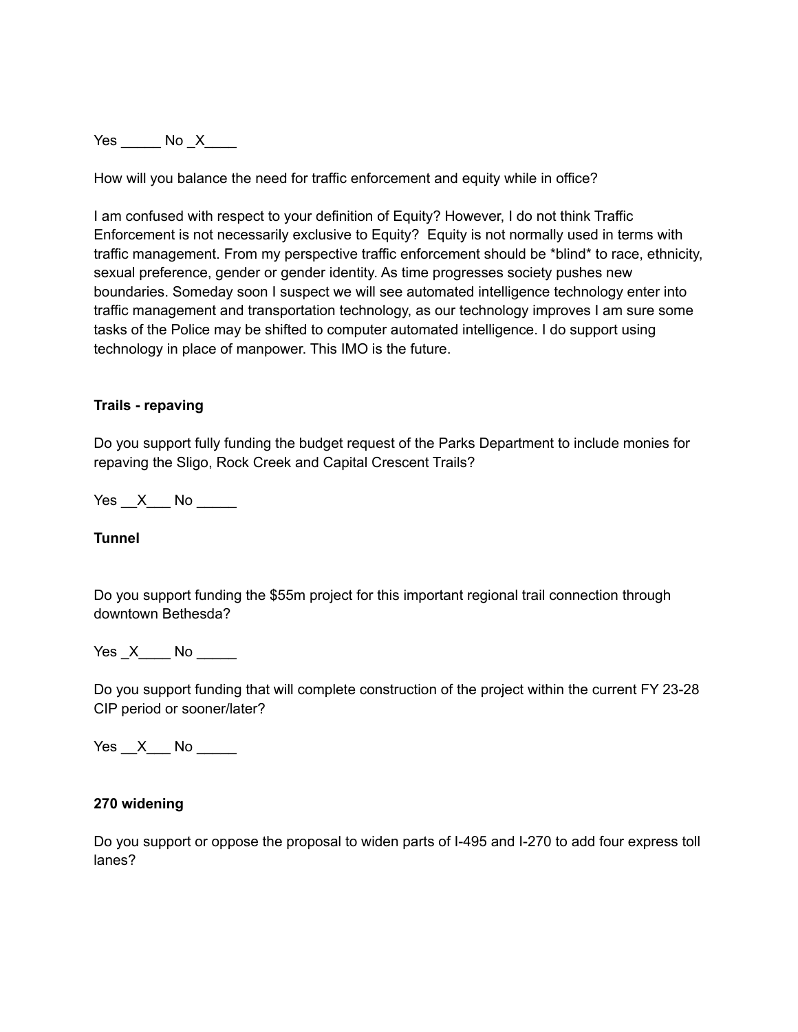Yes _____ No _X____

How will you balance the need for traffic enforcement and equity while in office?

I am confused with respect to your definition of Equity? However, I do not think Traffic Enforcement is not necessarily exclusive to Equity?  Equity is not normally used in terms with traffic management. From my perspective traffic enforcement should be *blind* to race, ethnicity, sexual preference, gender or gender identity. As time progresses society pushes new boundaries. Someday soon I suspect we will see automated intelligence technology enter into traffic management and transportation technology, as our technology improves I am sure some tasks of the Police may be shifted to computer automated intelligence. I do support using technology in place of manpower. This IMO is the future.

**Trails - repaving**

Do you support fully funding the budget request of the Parks Department to include monies for repaving the Sligo, Rock Creek and Capital Crescent Trails?

Yes __X___ No _____

**Tunnel**

Do you support funding the $55m project for this important regional trail connection through downtown Bethesda?

Yes _X____ No _____

Do you support funding that will complete construction of the project within the current FY 23-28 CIP period or sooner/later?

Yes __X___ No _____

**270 widening**

Do you support or oppose the proposal to widen parts of I-495 and I-270 to add four express toll lanes?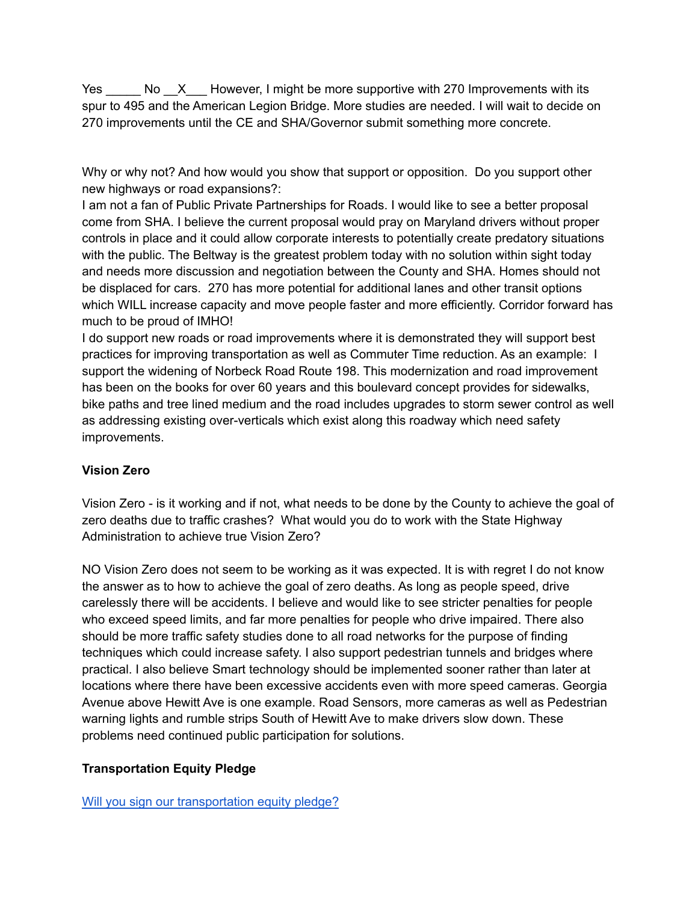Yes _____ No __X___ However, I might be more supportive with 270 Improvements with its spur to 495 and the American Legion Bridge. More studies are needed. I will wait to decide on 270 improvements until the CE and SHA/Governor submit something more concrete.

Why or why not? And how would you show that support or opposition. Do you support other new highways or road expansions?:
I am not a fan of Public Private Partnerships for Roads. I would like to see a better proposal come from SHA. I believe the current proposal would pray on Maryland drivers without proper controls in place and it could allow corporate interests to potentially create predatory situations with the public. The Beltway is the greatest problem today with no solution within sight today and needs more discussion and negotiation between the County and SHA. Homes should not be displaced for cars. 270 has more potential for additional lanes and other transit options which WILL increase capacity and move people faster and more efficiently. Corridor forward has much to be proud of IMHO!
I do support new roads or road improvements where it is demonstrated they will support best practices for improving transportation as well as Commuter Time reduction. As an example: I support the widening of Norbeck Road Route 198. This modernization and road improvement has been on the books for over 60 years and this boulevard concept provides for sidewalks, bike paths and tree lined medium and the road includes upgrades to storm sewer control as well as addressing existing over-verticals which exist along this roadway which need safety improvements.

**Vision Zero**

Vision Zero - is it working and if not, what needs to be done by the County to achieve the goal of zero deaths due to traffic crashes? What would you do to work with the State Highway Administration to achieve true Vision Zero?

NO Vision Zero does not seem to be working as it was expected. It is with regret I do not know the answer as to how to achieve the goal of zero deaths. As long as people speed, drive carelessly there will be accidents. I believe and would like to see stricter penalties for people who exceed speed limits, and far more penalties for people who drive impaired. There also should be more traffic safety studies done to all road networks for the purpose of finding techniques which could increase safety. I also support pedestrian tunnels and bridges where practical. I also believe Smart technology should be implemented sooner rather than later at locations where there have been excessive accidents even with more speed cameras. Georgia Avenue above Hewitt Ave is one example. Road Sensors, more cameras as well as Pedestrian warning lights and rumble strips South of Hewitt Ave to make drivers slow down. These problems need continued public participation for solutions.

**Transportation Equity Pledge**

[Will you sign our transportation equity pledge?]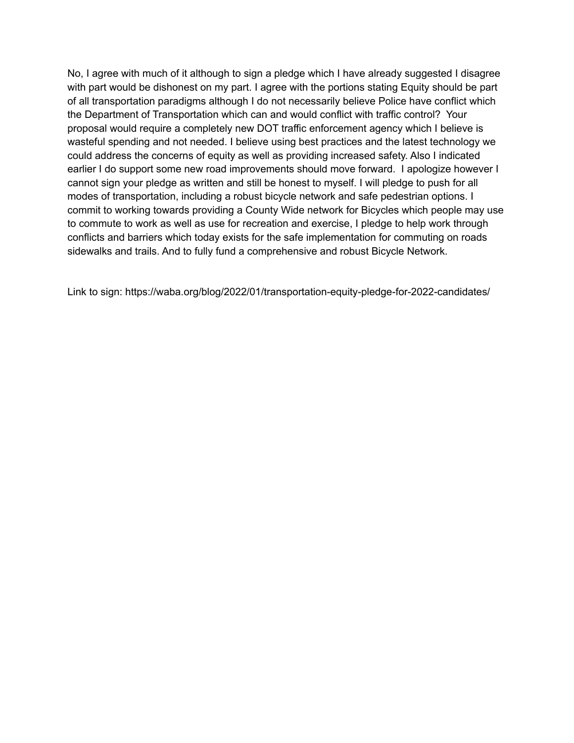No, I agree with much of it although to sign a pledge which I have already suggested I disagree with part would be dishonest on my part. I agree with the portions stating Equity should be part of all transportation paradigms although I do not necessarily believe Police have conflict which the Department of Transportation which can and would conflict with traffic control? Your proposal would require a completely new DOT traffic enforcement agency which I believe is wasteful spending and not needed. I believe using best practices and the latest technology we could address the concerns of equity as well as providing increased safety. Also I indicated earlier I do support some new road improvements should move forward. I apologize however I cannot sign your pledge as written and still be honest to myself. I will pledge to push for all modes of transportation, including a robust bicycle network and safe pedestrian options. I commit to working towards providing a County Wide network for Bicycles which people may use to commute to work as well as use for recreation and exercise, I pledge to help work through conflicts and barriers which today exists for the safe implementation for commuting on roads sidewalks and trails. And to fully fund a comprehensive and robust Bicycle Network.

Link to sign: https://waba.org/blog/2022/01/transportation-equity-pledge-for-2022-candidates/